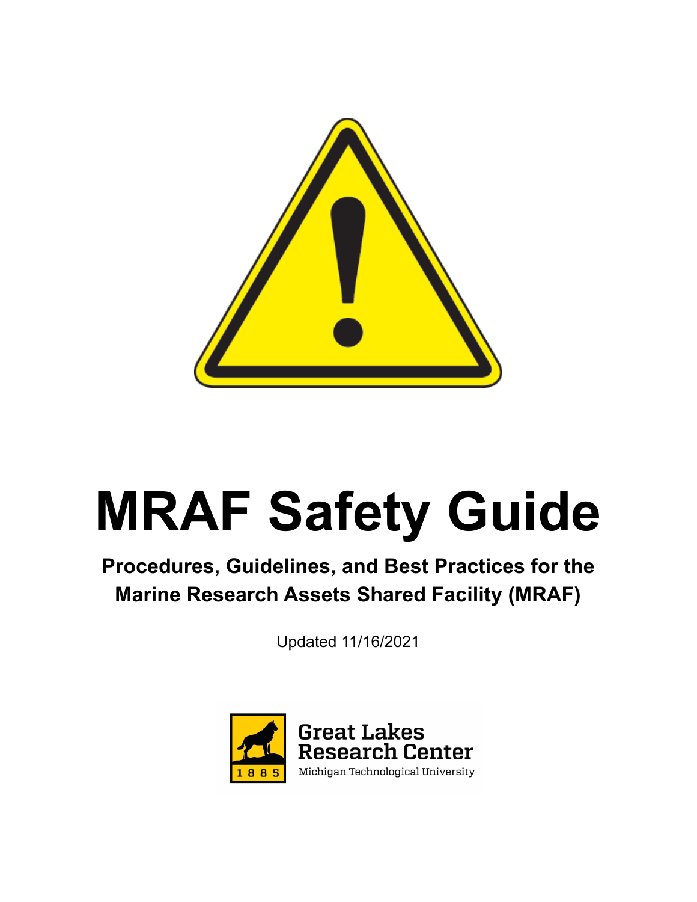# MRAF Safety Guide

**Procedures, Guidelines, and Best Practices for the Marine Research Assets Shared Facility (MRAF)**

Updated 11/16/2021

Great Lakes Research Center

Michigan Technological University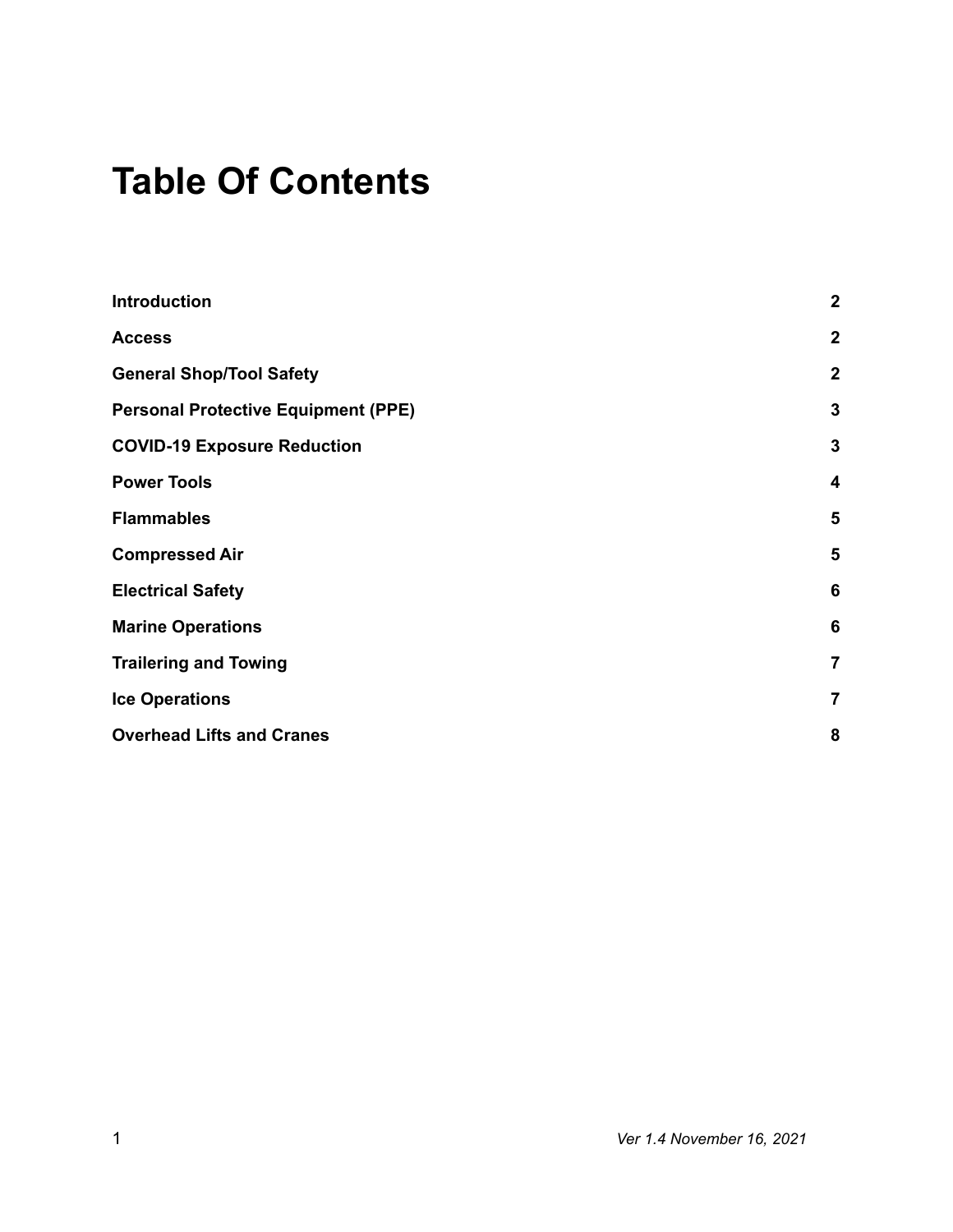# Table Of Contents

| | |
|---|---|
| **Introduction** | **2** |
| **Access** | **2** |
| **General Shop/Tool Safety** | **2** |
| **Personal Protective Equipment (PPE)** | **3** |
| **COVID-19 Exposure Reduction** | **3** |
| **Power Tools** | **4** |
| **Flammables** | **5** |
| **Compressed Air** | **5** |
| **Electrical Safety** | **6** |
| **Marine Operations** | **6** |
| **Trailering and Towing** | **7** |
| **Ice Operations** | **7** |
| **Overhead Lifts and Cranes** | **8** |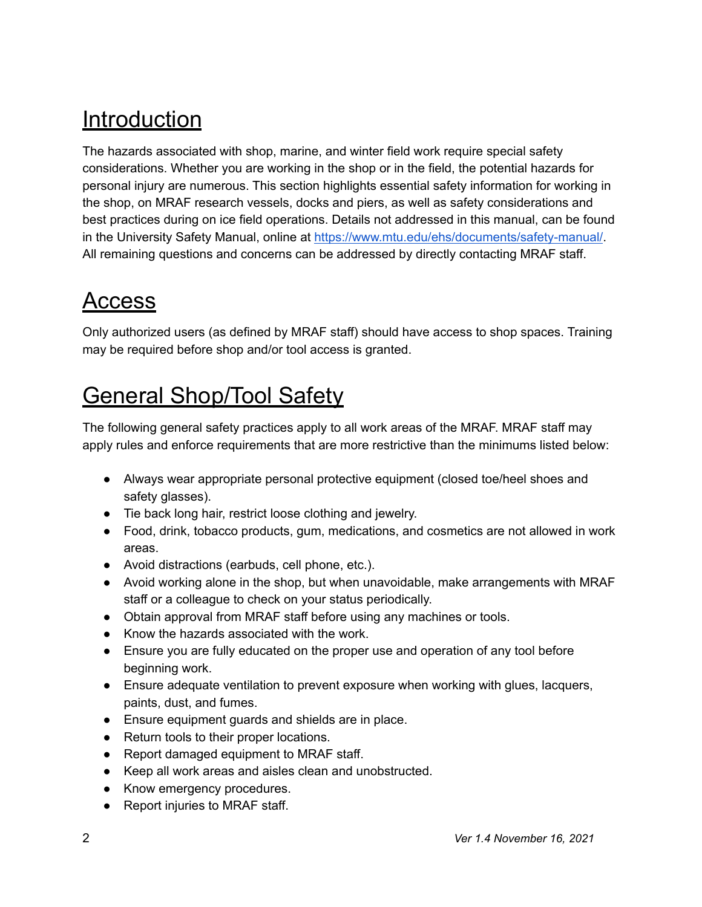# Introduction

The hazards associated with shop, marine, and winter field work require special safety considerations. Whether you are working in the shop or in the field, the potential hazards for personal injury are numerous. This section highlights essential safety information for working in the shop, on MRAF research vessels, docks and piers, as well as safety considerations and best practices during on ice field operations. Details not addressed in this manual, can be found in the University Safety Manual, online at [https://www.mtu.edu/ehs/documents/safety-manual/](https://www.mtu.edu/ehs/documents/safety-manual/). All remaining questions and concerns can be addressed by directly contacting MRAF staff.

# Access

Only authorized users (as defined by MRAF staff) should have access to shop spaces. Training may be required before shop and/or tool access is granted.

# General Shop/Tool Safety

The following general safety practices apply to all work areas of the MRAF. MRAF staff may apply rules and enforce requirements that are more restrictive than the minimums listed below:

- Always wear appropriate personal protective equipment (closed toe/heel shoes and safety glasses).
- Tie back long hair, restrict loose clothing and jewelry.
- Food, drink, tobacco products, gum, medications, and cosmetics are not allowed in work areas.
- Avoid distractions (earbuds, cell phone, etc.).
- Avoid working alone in the shop, but when unavoidable, make arrangements with MRAF staff or a colleague to check on your status periodically.
- Obtain approval from MRAF staff before using any machines or tools.
- Know the hazards associated with the work.
- Ensure you are fully educated on the proper use and operation of any tool before beginning work.
- Ensure adequate ventilation to prevent exposure when working with glues, lacquers, paints, dust, and fumes.
- Ensure equipment guards and shields are in place.
- Return tools to their proper locations.
- Report damaged equipment to MRAF staff.
- Keep all work areas and aisles clean and unobstructed.
- Know emergency procedures.
- Report injuries to MRAF staff.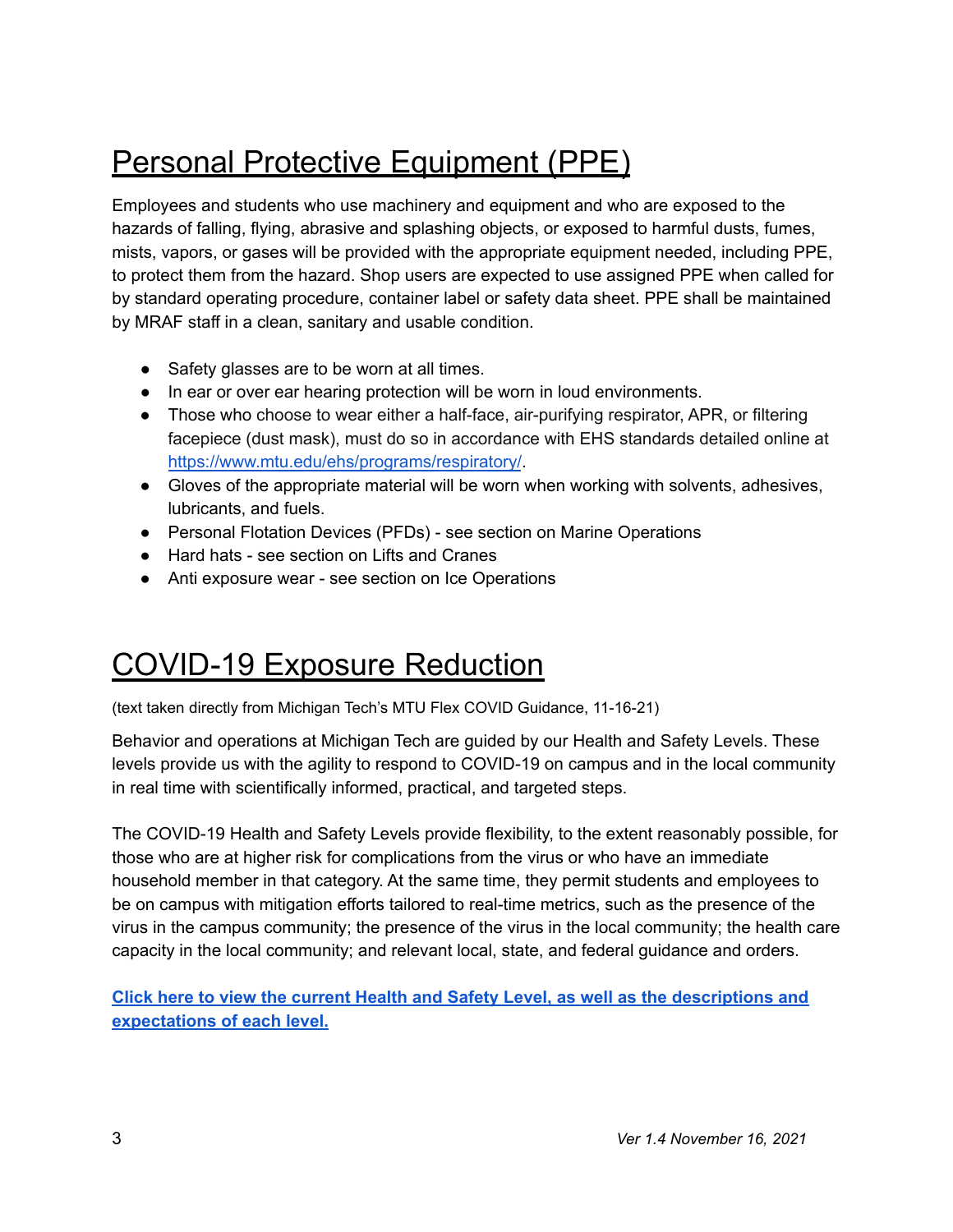# Personal Protective Equipment (PPE)

Employees and students who use machinery and equipment and who are exposed to the hazards of falling, flying, abrasive and splashing objects, or exposed to harmful dusts, fumes, mists, vapors, or gases will be provided with the appropriate equipment needed, including PPE, to protect them from the hazard. Shop users are expected to use assigned PPE when called for by standard operating procedure, container label or safety data sheet. PPE shall be maintained by MRAF staff in a clean, sanitary and usable condition.

- Safety glasses are to be worn at all times.
- In ear or over ear hearing protection will be worn in loud environments.
- Those who choose to wear either a half-face, air-purifying respirator, APR, or filtering facepiece (dust mask), must do so in accordance with EHS standards detailed online at [https://www.mtu.edu/ehs/programs/respiratory/](https://www.mtu.edu/ehs/programs/respiratory/).
- Gloves of the appropriate material will be worn when working with solvents, adhesives, lubricants, and fuels.
- Personal Flotation Devices (PFDs) - see section on Marine Operations
- Hard hats - see section on Lifts and Cranes
- Anti exposure wear - see section on Ice Operations

# COVID-19 Exposure Reduction

(text taken directly from Michigan Tech's MTU Flex COVID Guidance, 11-16-21)

Behavior and operations at Michigan Tech are guided by our Health and Safety Levels. These levels provide us with the agility to respond to COVID-19 on campus and in the local community in real time with scientifically informed, practical, and targeted steps.

The COVID-19 Health and Safety Levels provide flexibility, to the extent reasonably possible, for those who are at higher risk for complications from the virus or who have an immediate household member in that category. At the same time, they permit students and employees to be on campus with mitigation efforts tailored to real-time metrics, such as the presence of the virus in the campus community; the presence of the virus in the local community; the health care capacity in the local community; and relevant local, state, and federal guidance and orders.

**Click here to view the current Health and Safety Level, as well as the descriptions and expectations of each level.**

*Ver 1.4 November 16, 2021*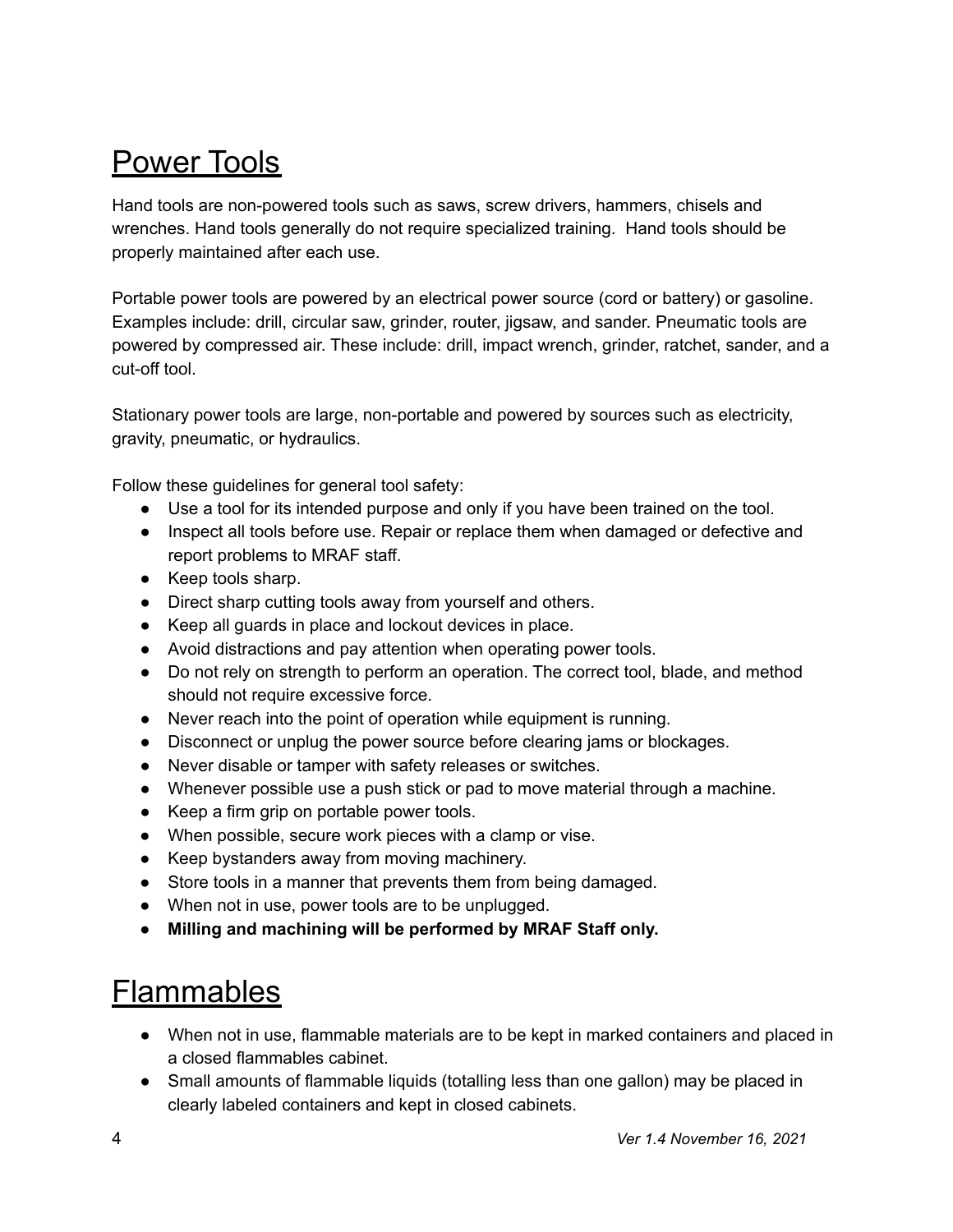## Power Tools

Hand tools are non-powered tools such as saws, screw drivers, hammers, chisels and wrenches. Hand tools generally do not require specialized training. Hand tools should be properly maintained after each use.

Portable power tools are powered by an electrical power source (cord or battery) or gasoline. Examples include: drill, circular saw, grinder, router, jigsaw, and sander. Pneumatic tools are powered by compressed air. These include: drill, impact wrench, grinder, ratchet, sander, and a cut-off tool.

Stationary power tools are large, non-portable and powered by sources such as electricity, gravity, pneumatic, or hydraulics.

Follow these guidelines for general tool safety:

- Use a tool for its intended purpose and only if you have been trained on the tool.
- Inspect all tools before use. Repair or replace them when damaged or defective and report problems to MRAF staff.
- Keep tools sharp.
- Direct sharp cutting tools away from yourself and others.
- Keep all guards in place and lockout devices in place.
- Avoid distractions and pay attention when operating power tools.
- Do not rely on strength to perform an operation. The correct tool, blade, and method should not require excessive force.
- Never reach into the point of operation while equipment is running.
- Disconnect or unplug the power source before clearing jams or blockages.
- Never disable or tamper with safety releases or switches.
- Whenever possible use a push stick or pad to move material through a machine.
- Keep a firm grip on portable power tools.
- When possible, secure work pieces with a clamp or vise.
- Keep bystanders away from moving machinery.
- Store tools in a manner that prevents them from being damaged.
- When not in use, power tools are to be unplugged.
- **Milling and machining will be performed by MRAF Staff only.**

## Flammables

- When not in use, flammable materials are to be kept in marked containers and placed in a closed flammables cabinet.
- Small amounts of flammable liquids (totalling less than one gallon) may be placed in clearly labeled containers and kept in closed cabinets.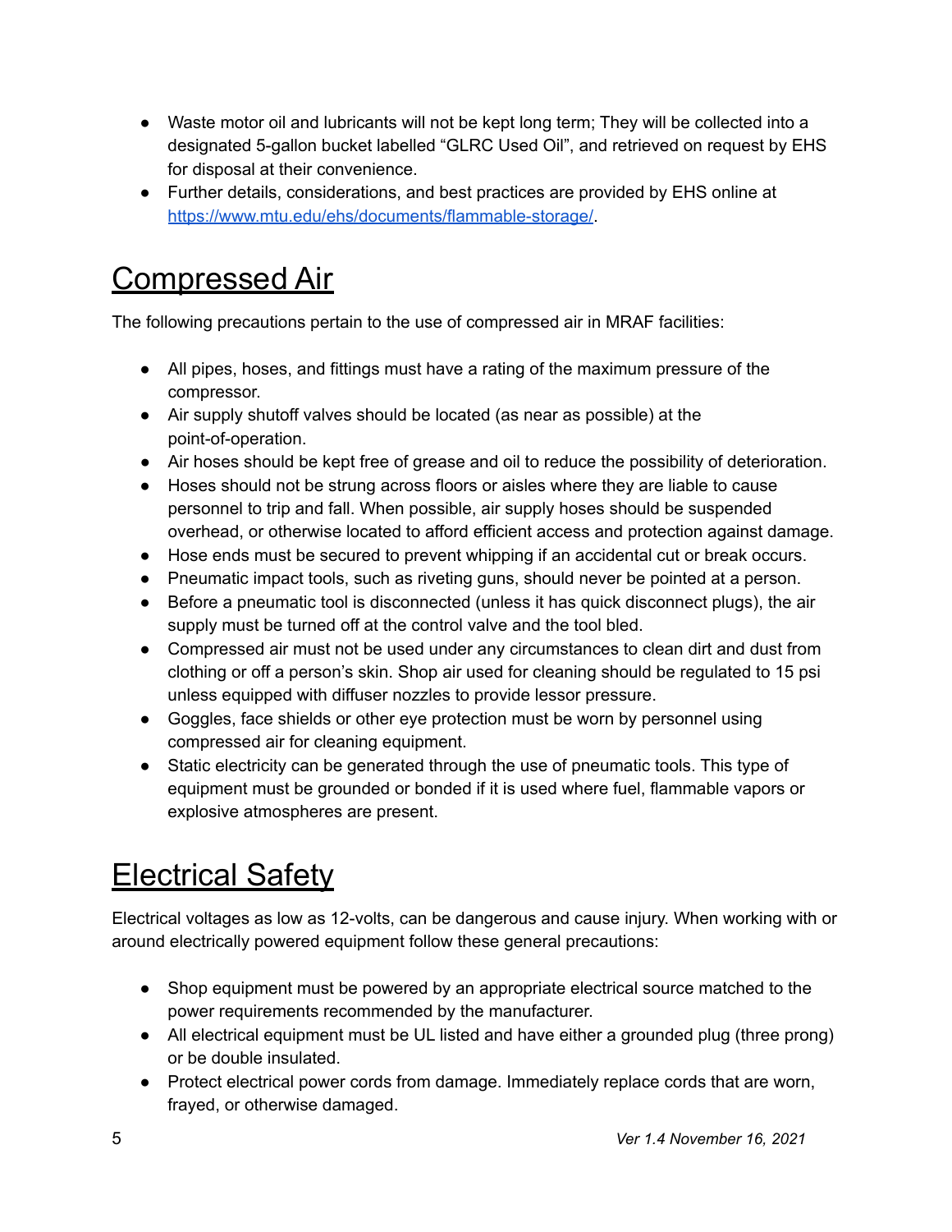- Waste motor oil and lubricants will not be kept long term; They will be collected into a designated 5-gallon bucket labelled “GLRC Used Oil”, and retrieved on request by EHS for disposal at their convenience.
- Further details, considerations, and best practices are provided by EHS online at [https://www.mtu.edu/ehs/documents/flammable-storage/](https://www.mtu.edu/ehs/documents/flammable-storage/).

# Compressed Air

The following precautions pertain to the use of compressed air in MRAF facilities:

- All pipes, hoses, and fittings must have a rating of the maximum pressure of the compressor.
- Air supply shutoff valves should be located (as near as possible) at the point-of-operation.
- Air hoses should be kept free of grease and oil to reduce the possibility of deterioration.
- Hoses should not be strung across floors or aisles where they are liable to cause personnel to trip and fall. When possible, air supply hoses should be suspended overhead, or otherwise located to afford efficient access and protection against damage.
- Hose ends must be secured to prevent whipping if an accidental cut or break occurs.
- Pneumatic impact tools, such as riveting guns, should never be pointed at a person.
- Before a pneumatic tool is disconnected (unless it has quick disconnect plugs), the air supply must be turned off at the control valve and the tool bled.
- Compressed air must not be used under any circumstances to clean dirt and dust from clothing or off a person’s skin. Shop air used for cleaning should be regulated to 15 psi unless equipped with diffuser nozzles to provide lessor pressure.
- Goggles, face shields or other eye protection must be worn by personnel using compressed air for cleaning equipment.
- Static electricity can be generated through the use of pneumatic tools. This type of equipment must be grounded or bonded if it is used where fuel, flammable vapors or explosive atmospheres are present.

# Electrical Safety

Electrical voltages as low as 12-volts, can be dangerous and cause injury. When working with or around electrically powered equipment follow these general precautions:

- Shop equipment must be powered by an appropriate electrical source matched to the power requirements recommended by the manufacturer.
- All electrical equipment must be UL listed and have either a grounded plug (three prong) or be double insulated.
- Protect electrical power cords from damage. Immediately replace cords that are worn, frayed, or otherwise damaged.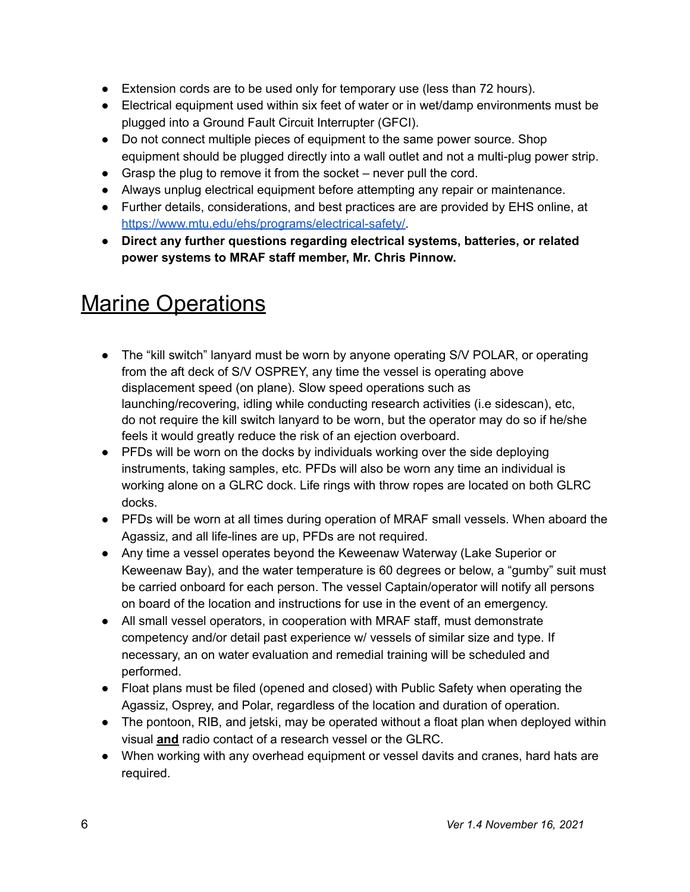- Extension cords are to be used only for temporary use (less than 72 hours).
- Electrical equipment used within six feet of water or in wet/damp environments must be plugged into a Ground Fault Circuit Interrupter (GFCI).
- Do not connect multiple pieces of equipment to the same power source. Shop equipment should be plugged directly into a wall outlet and not a multi-plug power strip.
- Grasp the plug to remove it from the socket – never pull the cord.
- Always unplug electrical equipment before attempting any repair or maintenance.
- Further details, considerations, and best practices are are provided by EHS online, at [https://www.mtu.edu/ehs/programs/electrical-safety/](https://www.mtu.edu/ehs/programs/electrical-safety/).
- **Direct any further questions regarding electrical systems, batteries, or related power systems to MRAF staff member, Mr. Chris Pinnow.**

# Marine Operations

- The "kill switch" lanyard must be worn by anyone operating S/V POLAR, or operating from the aft deck of S/V OSPREY, any time the vessel is operating above displacement speed (on plane). Slow speed operations such as launching/recovering, idling while conducting research activities (i.e sidescan), etc, do not require the kill switch lanyard to be worn, but the operator may do so if he/she feels it would greatly reduce the risk of an ejection overboard.
- PFDs will be worn on the docks by individuals working over the side deploying instruments, taking samples, etc. PFDs will also be worn any time an individual is working alone on a GLRC dock. Life rings with throw ropes are located on both GLRC docks.
- PFDs will be worn at all times during operation of MRAF small vessels. When aboard the Agassiz, and all life-lines are up, PFDs are not required.
- Any time a vessel operates beyond the Keweenaw Waterway (Lake Superior or Keweenaw Bay), and the water temperature is 60 degrees or below, a "gumby" suit must be carried onboard for each person. The vessel Captain/operator will notify all persons on board of the location and instructions for use in the event of an emergency.
- All small vessel operators, in cooperation with MRAF staff, must demonstrate competency and/or detail past experience w/ vessels of similar size and type. If necessary, an on water evaluation and remedial training will be scheduled and performed.
- Float plans must be filed (opened and closed) with Public Safety when operating the Agassiz, Osprey, and Polar, regardless of the location and duration of operation.
- The pontoon, RIB, and jetski, may be operated without a float plan when deployed within visual **<u>and</u>** radio contact of a research vessel or the GLRC.
- When working with any overhead equipment or vessel davits and cranes, hard hats are required.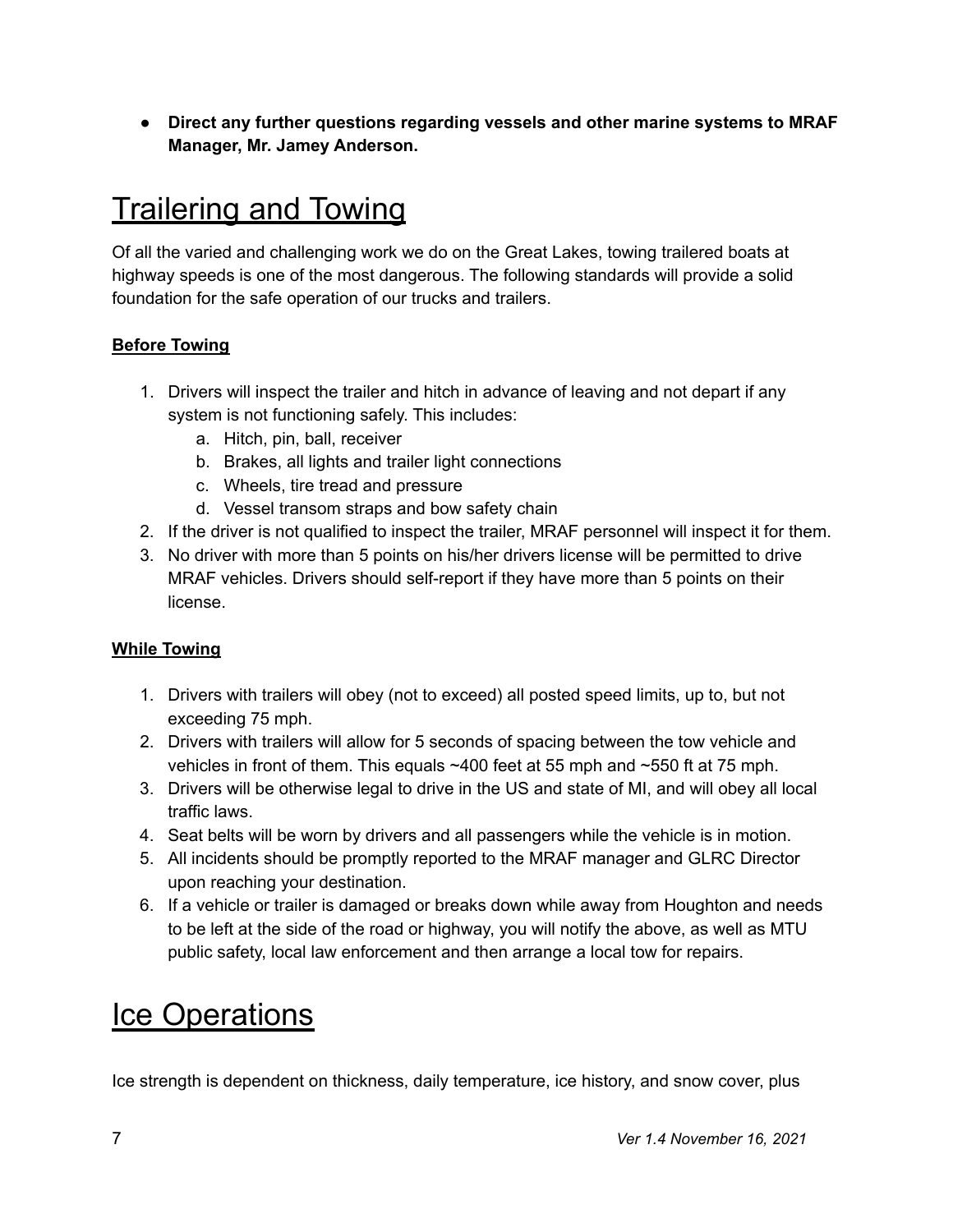- **Direct any further questions regarding vessels and other marine systems to MRAF Manager, Mr. Jamey Anderson.**

# Trailering and Towing

Of all the varied and challenging work we do on the Great Lakes, towing trailered boats at highway speeds is one of the most dangerous. The following standards will provide a solid foundation for the safe operation of our trucks and trailers.

**Before Towing**

1. Drivers will inspect the trailer and hitch in advance of leaving and not depart if any system is not functioning safely. This includes:
   a. Hitch, pin, ball, receiver
   b. Brakes, all lights and trailer light connections
   c. Wheels, tire tread and pressure
   d. Vessel transom straps and bow safety chain
2. If the driver is not qualified to inspect the trailer, MRAF personnel will inspect it for them.
3. No driver with more than 5 points on his/her drivers license will be permitted to drive MRAF vehicles. Drivers should self-report if they have more than 5 points on their license.

**While Towing**

1. Drivers with trailers will obey (not to exceed) all posted speed limits, up to, but not exceeding 75 mph.
2. Drivers with trailers will allow for 5 seconds of spacing between the tow vehicle and vehicles in front of them. This equals ~400 feet at 55 mph and ~550 ft at 75 mph.
3. Drivers will be otherwise legal to drive in the US and state of MI, and will obey all local traffic laws.
4. Seat belts will be worn by drivers and all passengers while the vehicle is in motion.
5. All incidents should be promptly reported to the MRAF manager and GLRC Director upon reaching your destination.
6. If a vehicle or trailer is damaged or breaks down while away from Houghton and needs to be left at the side of the road or highway, you will notify the above, as well as MTU public safety, local law enforcement and then arrange a local tow for repairs.

# Ice Operations

Ice strength is dependent on thickness, daily temperature, ice history, and snow cover, plus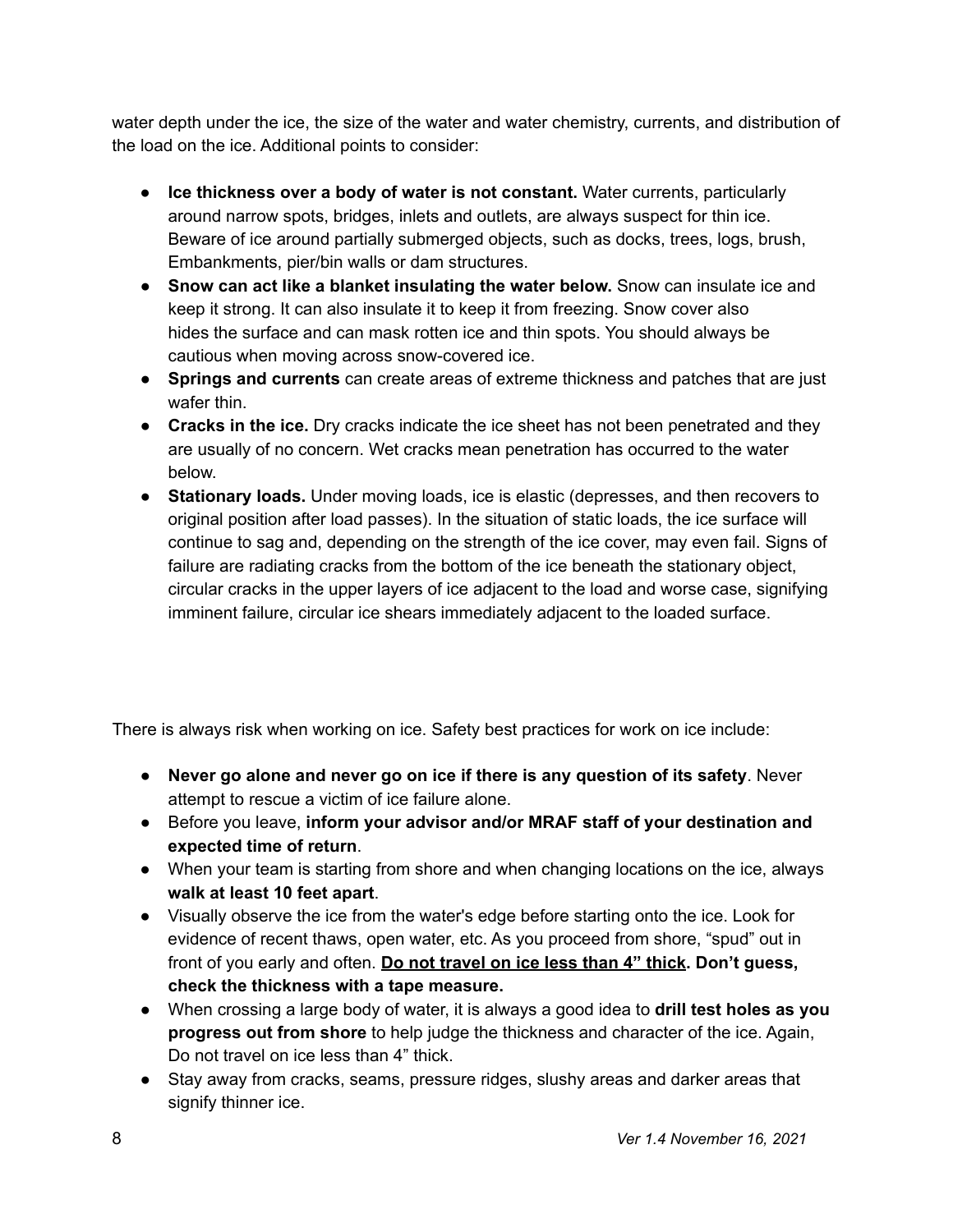water depth under the ice, the size of the water and water chemistry, currents, and distribution of the load on the ice. Additional points to consider:

- **Ice thickness over a body of water is not constant.** Water currents, particularly around narrow spots, bridges, inlets and outlets, are always suspect for thin ice. Beware of ice around partially submerged objects, such as docks, trees, logs, brush, Embankments, pier/bin walls or dam structures.
- **Snow can act like a blanket insulating the water below.** Snow can insulate ice and keep it strong. It can also insulate it to keep it from freezing. Snow cover also hides the surface and can mask rotten ice and thin spots. You should always be cautious when moving across snow-covered ice.
- **Springs and currents** can create areas of extreme thickness and patches that are just wafer thin.
- **Cracks in the ice.** Dry cracks indicate the ice sheet has not been penetrated and they are usually of no concern. Wet cracks mean penetration has occurred to the water below.
- **Stationary loads.** Under moving loads, ice is elastic (depresses, and then recovers to original position after load passes). In the situation of static loads, the ice surface will continue to sag and, depending on the strength of the ice cover, may even fail. Signs of failure are radiating cracks from the bottom of the ice beneath the stationary object, circular cracks in the upper layers of ice adjacent to the load and worse case, signifying imminent failure, circular ice shears immediately adjacent to the loaded surface.

There is always risk when working on ice. Safety best practices for work on ice include:

- **Never go alone and never go on ice if there is any question of its safety**. Never attempt to rescue a victim of ice failure alone.
- Before you leave, **inform your advisor and/or MRAF staff of your destination and expected time of return**.
- When your team is starting from shore and when changing locations on the ice, always **walk at least 10 feet apart**.
- Visually observe the ice from the water's edge before starting onto the ice. Look for evidence of recent thaws, open water, etc. As you proceed from shore, "spud" out in front of you early and often. **<u>Do not travel on ice less than 4" thick</u>. Don't guess, check the thickness with a tape measure.**
- When crossing a large body of water, it is always a good idea to **drill test holes as you progress out from shore** to help judge the thickness and character of the ice. Again, Do not travel on ice less than 4" thick.
- Stay away from cracks, seams, pressure ridges, slushy areas and darker areas that signify thinner ice.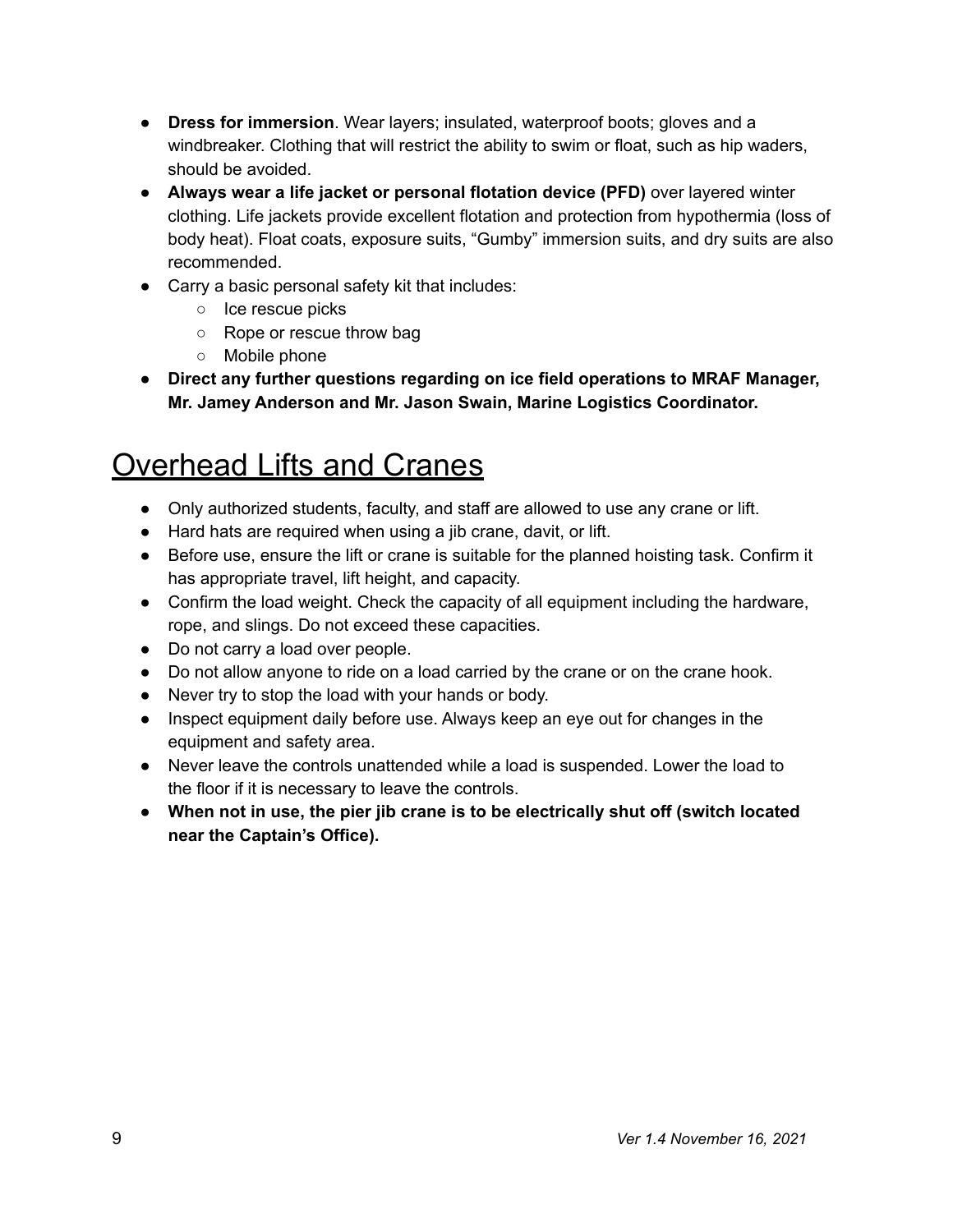- **Dress for immersion**. Wear layers; insulated, waterproof boots; gloves and a windbreaker. Clothing that will restrict the ability to swim or float, such as hip waders, should be avoided.
- **Always wear a life jacket or personal flotation device (PFD)** over layered winter clothing. Life jackets provide excellent flotation and protection from hypothermia (loss of body heat). Float coats, exposure suits, "Gumby" immersion suits, and dry suits are also recommended.
- Carry a basic personal safety kit that includes:
  - Ice rescue picks
  - Rope or rescue throw bag
  - Mobile phone
- **Direct any further questions regarding on ice field operations to MRAF Manager, Mr. Jamey Anderson and Mr. Jason Swain, Marine Logistics Coordinator.**

# Overhead Lifts and Cranes

- Only authorized students, faculty, and staff are allowed to use any crane or lift.
- Hard hats are required when using a jib crane, davit, or lift.
- Before use, ensure the lift or crane is suitable for the planned hoisting task. Confirm it has appropriate travel, lift height, and capacity.
- Confirm the load weight. Check the capacity of all equipment including the hardware, rope, and slings. Do not exceed these capacities.
- Do not carry a load over people.
- Do not allow anyone to ride on a load carried by the crane or on the crane hook.
- Never try to stop the load with your hands or body.
- Inspect equipment daily before use. Always keep an eye out for changes in the equipment and safety area.
- Never leave the controls unattended while a load is suspended. Lower the load to the floor if it is necessary to leave the controls.
- **When not in use, the pier jib crane is to be electrically shut off (switch located near the Captain's Office).**